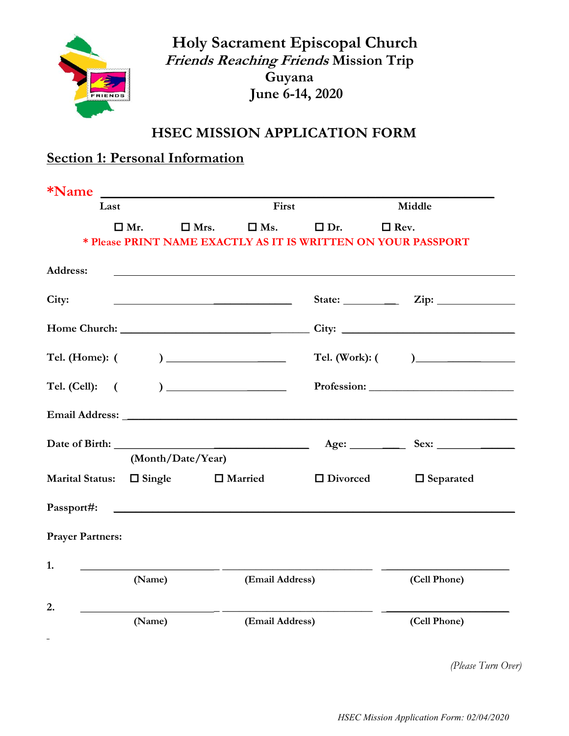# Holy Sacrament Episcopal Church
## *Friends Reaching Friends* Mission Trip
## Guyana
## June 6-14, 2020

## HSEC MISSION APPLICATION FORM

## Section 1: Personal Information

**\*Name** ______________________________________________

Last                    First                    Middle

☐ Mr.   ☐ Mrs.   ☐ Ms.   ☐ Dr.   ☐ Rev.

**\* Please PRINT NAME EXACTLY AS IT IS WRITTEN ON YOUR PASSPORT**

**Address:** ______________________________________________

**City:** ____________________   **State:** __________   **Zip:** ______________

**Home Church:** ____________________________   **City:** ____________________

**Tel. (Home):** (      ) ____________________   **Tel. (Work):** (      ) ____________________

**Tel. (Cell):** (      ) ____________________   **Profession:** ____________________

**Email Address:** ______________________________________________

**Date of Birth:** ____________________   **Age:** __________   **Sex:** __________

(Month/Date/Year)

**Marital Status:**   ☐ Single   ☐ Married   ☐ Divorced   ☐ Separated

**Passport#:** ______________________________________________

**Prayer Partners:**

1. ____________________ ____________________ ____________________

   (Name)   (Email Address)   (Cell Phone)

2. ____________________ ____________________ ____________________

   (Name)   (Email Address)   (Cell Phone)

*(Please Turn Over)*

*HSEC Mission Application Form: 02/04/2020*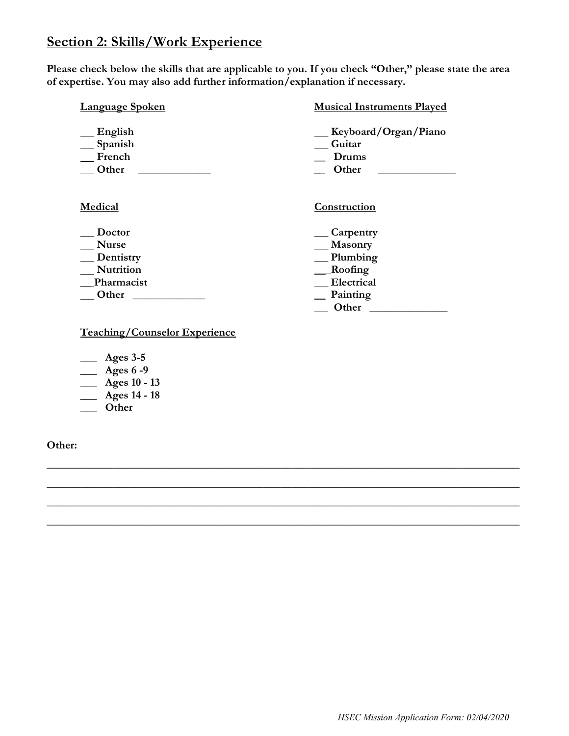## Section 2: Skills/Work Experience

**Please check below the skills that are applicable to you. If you check "Other," please state the area of expertise. You may also add further information/explanation if necessary.**

**Language Spoken**

__ English
__ Spanish
__ French
__ Other ____________

**Musical Instruments Played**

__ Keyboard/Organ/Piano
__ Guitar
__ Drums
__ Other ____________

**Medical**

__ Doctor
__ Nurse
__ Dentistry
__ Nutrition
__ Pharmacist
__ Other ____________

**Construction**

__ Carpentry
__ Masonry
__ Plumbing
__ Roofing
__ Electrical
__ Painting
__ Other ____________

**Teaching/Counselor Experience**

___ Ages 3-5
___ Ages 6 -9
___ Ages 10 - 13
___ Ages 14 - 18
___ Other

**Other:**

________________________________________________________________________________

________________________________________________________________________________

________________________________________________________________________________

________________________________________________________________________________

*HSEC Mission Application Form: 02/04/2020*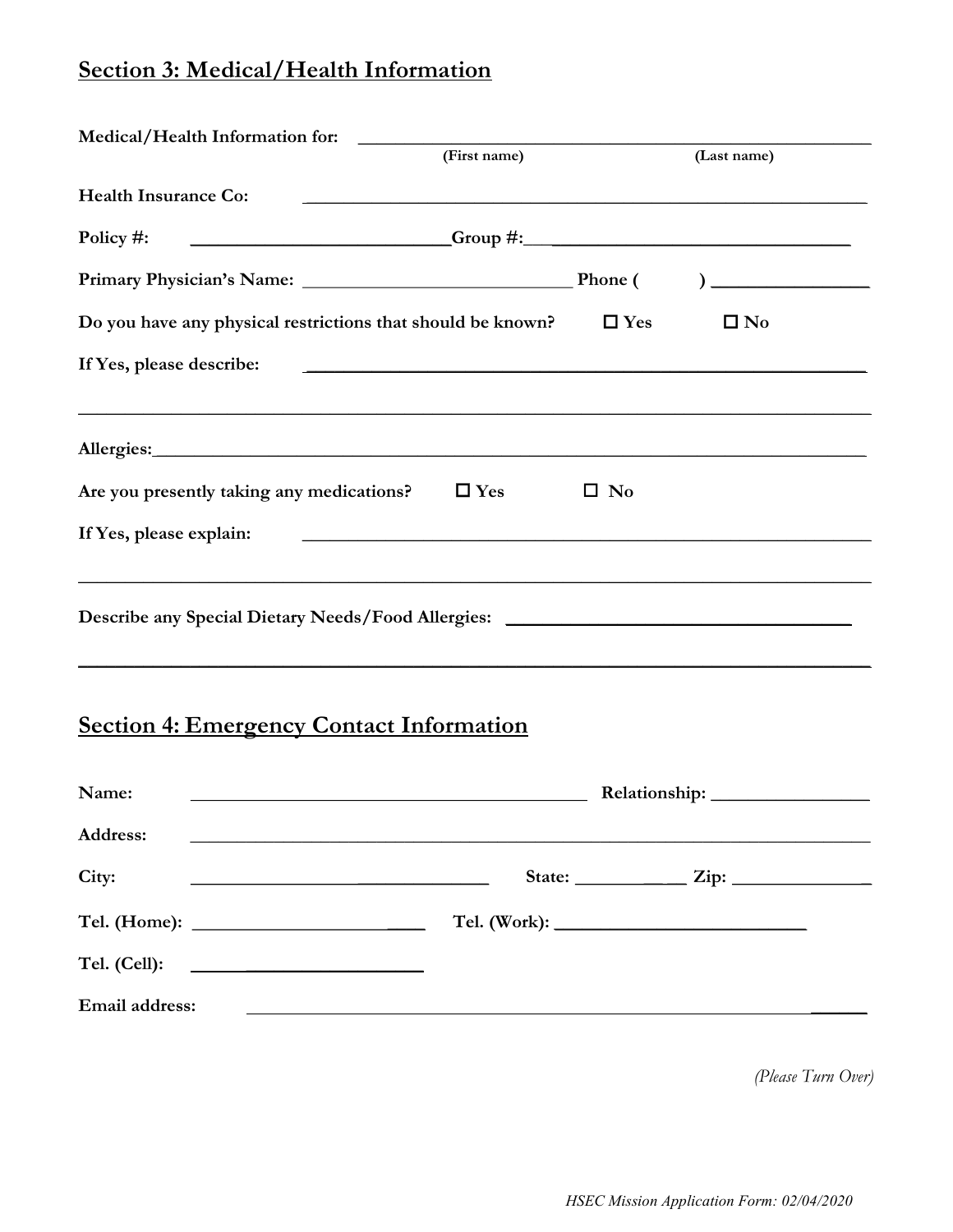## Section 3: Medical/Health Information

**Medical/Health Information for:** ______________________________________________
(First name) (Last name)

**Health Insurance Co:** ______________________________________________

**Policy #:** ____________________________ **Group #:** ________________________________

**Primary Physician's Name:** ______________________________ **Phone (** **)** ________________

**Do you have any physical restrictions that should be known?** ☐ **Yes** ☐ **No**

**If Yes, please describe:** ______________________________________________

______________________________________________________________________

**Allergies:** ______________________________________________________________

**Are you presently taking any medications?** ☐ **Yes** ☐ **No**

**If Yes, please explain:** ______________________________________________

______________________________________________________________________

**Describe any Special Dietary Needs/Food Allergies:** ____________________________________

______________________________________________________________________

## Section 4: Emergency Contact Information

**Name:** ________________________________________ **Relationship:** ________________

**Address:** ______________________________________________________________

**City:** ______________________________ **State:** ____________ **Zip:** ______________

**Tel. (Home):** __________________________ **Tel. (Work):** __________________________

**Tel. (Cell):** __________________________

**Email address:** ______________________________________________________

*(Please Turn Over)*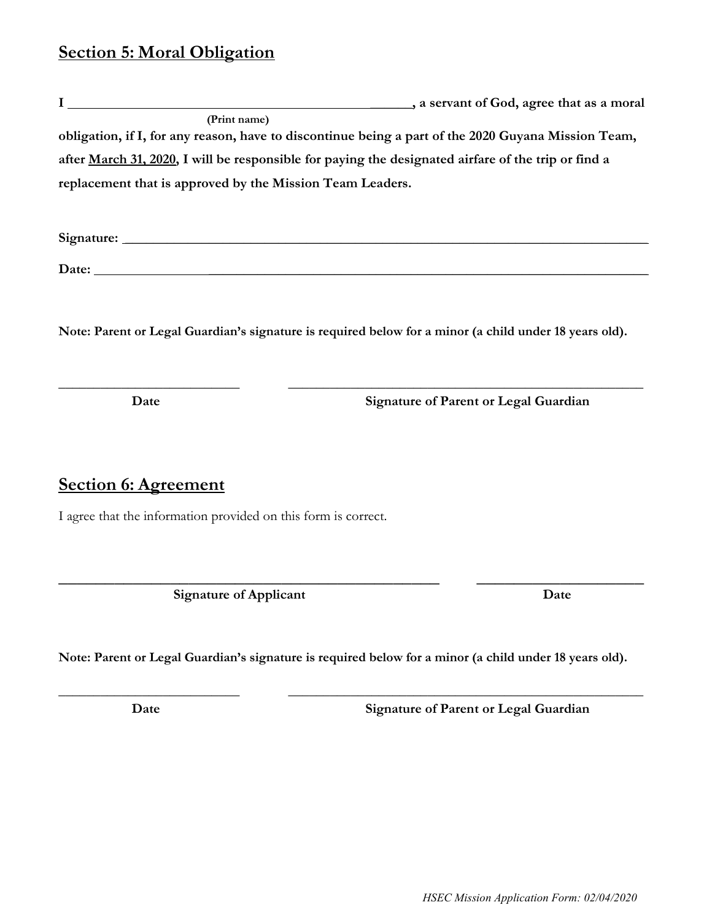## Section 5: Moral Obligation

**I _______________________________________________, a servant of God, agree that as a moral**
**(Print name)**
**obligation, if I, for any reason, have to discontinue being a part of the 2020 Guyana Mission Team, after March 31, 2020, I will be responsible for paying the designated airfare of the trip or find a replacement that is approved by the Mission Team Leaders.**

**Signature: _______________________________________________________________________**

**Date: ___________________________________________________________________________**

**Note: Parent or Legal Guardian's signature is required below for a minor (a child under 18 years old).**

**___________________________ ______________________________________________________**
**Date Signature of Parent or Legal Guardian**

## Section 6: Agreement

I agree that the information provided on this form is correct.

**_________________________________________________________ _________________________**
**Signature of Applicant Date**

**Note: Parent or Legal Guardian's signature is required below for a minor (a child under 18 years old).**

**___________________________ ______________________________________________________**
**Date Signature of Parent or Legal Guardian**

*HSEC Mission Application Form: 02/04/2020*